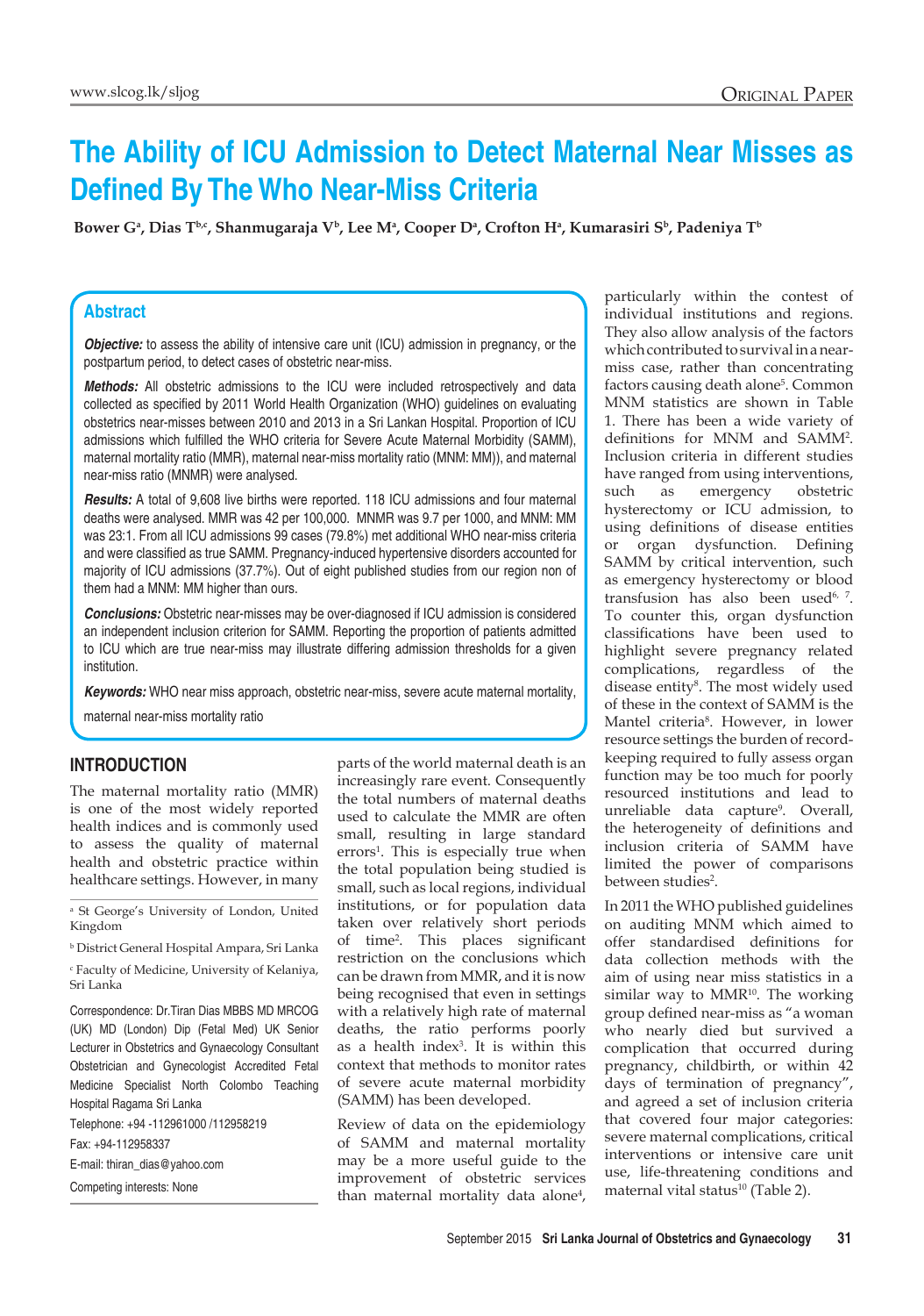# The Ability of ICU Admission to Detect Maternal Near Misses as Defined By The Who Near-Miss Criteria

**Bower G[a], Dias T[b,c], Shanmugaraja V[b], Lee M[a], Cooper D[a], Crofton H[a], Kumarasiri S[b], Padeniya T[b]**

## Abstract

***Objective:*** to assess the ability of intensive care unit (ICU) admission in pregnancy, or the postpartum period, to detect cases of obstetric near-miss.

***Methods:*** All obstetric admissions to the ICU were included retrospectively and data collected as specified by 2011 World Health Organization (WHO) guidelines on evaluating obstetrics near-misses between 2010 and 2013 in a Sri Lankan Hospital. Proportion of ICU admissions which fulfilled the WHO criteria for Severe Acute Maternal Morbidity (SAMM), maternal mortality ratio (MMR), maternal near-miss mortality ratio (MNM: MM)), and maternal near-miss ratio (MNMR) were analysed.

***Results:*** A total of 9,608 live births were reported. 118 ICU admissions and four maternal deaths were analysed. MMR was 42 per 100,000. MNMR was 9.7 per 1000, and MNM: MM was 23:1. From all ICU admissions 99 cases (79.8%) met additional WHO near-miss criteria and were classified as true SAMM. Pregnancy-induced hypertensive disorders accounted for majority of ICU admissions (37.7%). Out of eight published studies from our region non of them had a MNM: MM higher than ours.

***Conclusions:*** Obstetric near-misses may be over-diagnosed if ICU admission is considered an independent inclusion criterion for SAMM. Reporting the proportion of patients admitted to ICU which are true near-miss may illustrate differing admission thresholds for a given institution.

***Keywords:*** WHO near miss approach, obstetric near-miss, severe acute maternal mortality, maternal near-miss mortality ratio

## INTRODUCTION

The maternal mortality ratio (MMR) is one of the most widely reported health indices and is commonly used to assess the quality of maternal health and obstetric practice within healthcare settings. However, in many parts of the world maternal death is an increasingly rare event. Consequently the total numbers of maternal deaths used to calculate the MMR are often small, resulting in large standard errors[1]. This is especially true when the total population being studied is small, such as local regions, individual institutions, or for population data taken over relatively short periods of time[2]. This places significant restriction on the conclusions which can be drawn from MMR, and it is now being recognised that even in settings with a relatively high rate of maternal deaths, the ratio performs poorly as a health index[3]. It is within this context that methods to monitor rates of severe acute maternal morbidity (SAMM) has been developed.

Review of data on the epidemiology of SAMM and maternal mortality may be a more useful guide to the improvement of obstetric services than maternal mortality data alone[4], particularly within the contest of individual institutions and regions. They also allow analysis of the factors which contributed to survival in a near-miss case, rather than concentrating factors causing death alone[5]. Common MNM statistics are shown in Table 1. There has been a wide variety of definitions for MNM and SAMM[2]. Inclusion criteria in different studies have ranged from using interventions, such as emergency obstetric hysterectomy or ICU admission, to using definitions of disease entities or organ dysfunction. Defining SAMM by critical intervention, such as emergency hysterectomy or blood transfusion has also been used[6, 7]. To counter this, organ dysfunction classifications have been used to highlight severe pregnancy related complications, regardless of the disease entity[8]. The most widely used of these in the context of SAMM is the Mantel criteria[8]. However, in lower resource settings the burden of record-keeping required to fully assess organ function may be too much for poorly resourced institutions and lead to unreliable data capture[9]. Overall, the heterogeneity of definitions and inclusion criteria of SAMM have limited the power of comparisons between studies[2].

In 2011 the WHO published guidelines on auditing MNM which aimed to offer standardised definitions for data collection methods with the aim of using near miss statistics in a similar way to MMR[10]. The working group defined near-miss as "a woman who nearly died but survived a complication that occurred during pregnancy, childbirth, or within 42 days of termination of pregnancy", and agreed a set of inclusion criteria that covered four major categories: severe maternal complications, critical interventions or intensive care unit use, life-threatening conditions and maternal vital status[10] (Table 2).

---

[a] St George's University of London, United Kingdom

[b] District General Hospital Ampara, Sri Lanka

[c] Faculty of Medicine, University of Kelaniya, Sri Lanka

Correspondence: Dr.Tiran Dias MBBS MD MRCOG (UK) MD (London) Dip (Fetal Med) UK Senior Lecturer in Obstetrics and Gynaecology Consultant Obstetrician and Gynecologist Accredited Fetal Medicine Specialist North Colombo Teaching Hospital Ragama Sri Lanka

Telephone: +94 -112961000 /112958219

Fax: +94-112958337

E-mail: thiran_dias@yahoo.com

Competing interests: None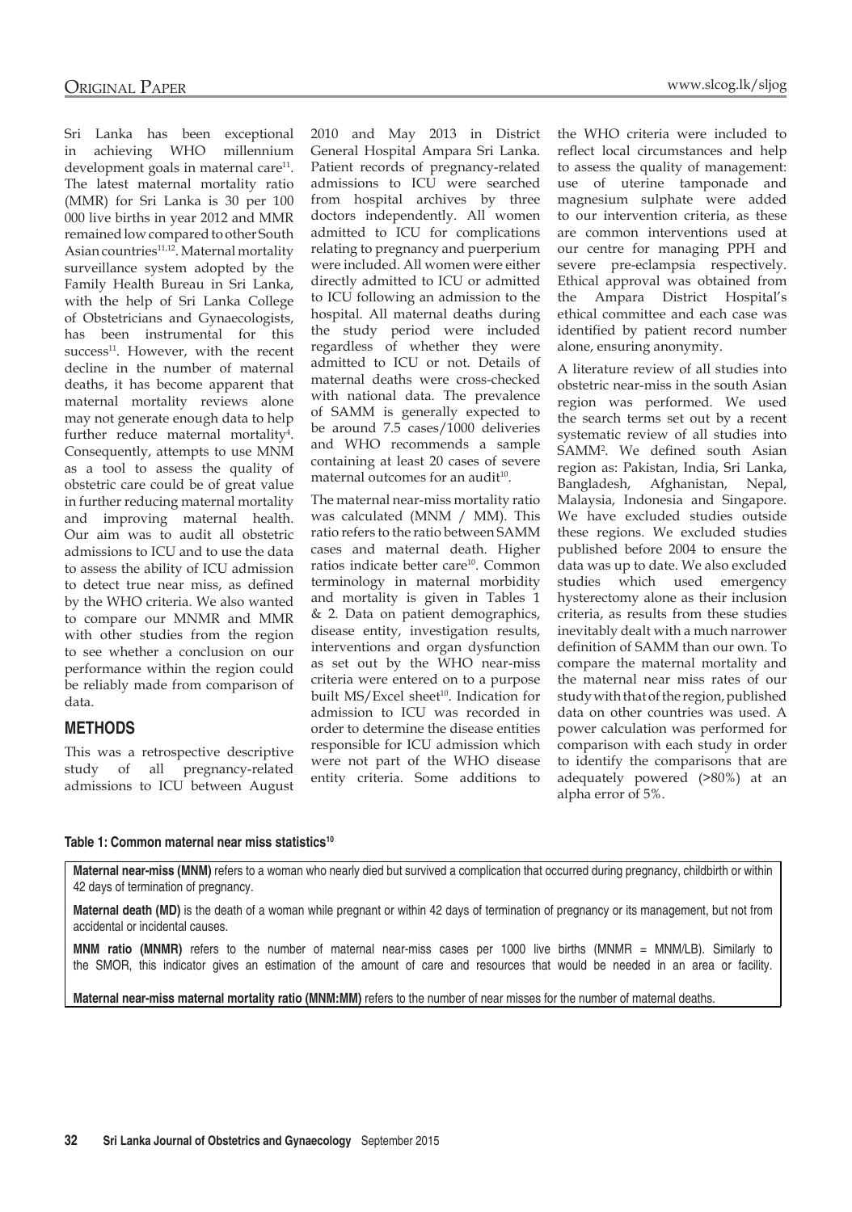Sri Lanka has been exceptional in achieving WHO millennium development goals in maternal care[11]. The latest maternal mortality ratio (MMR) for Sri Lanka is 30 per 100 000 live births in year 2012 and MMR remained low compared to other South Asian countries[11,12]. Maternal mortality surveillance system adopted by the Family Health Bureau in Sri Lanka, with the help of Sri Lanka College of Obstetricians and Gynaecologists, has been instrumental for this success[11]. However, with the recent decline in the number of maternal deaths, it has become apparent that maternal mortality reviews alone may not generate enough data to help further reduce maternal mortality[4]. Consequently, attempts to use MNM as a tool to assess the quality of obstetric care could be of great value in further reducing maternal mortality and improving maternal health. Our aim was to audit all obstetric admissions to ICU and to use the data to assess the ability of ICU admission to detect true near miss, as defined by the WHO criteria. We also wanted to compare our MNMR and MMR with other studies from the region to see whether a conclusion on our performance within the region could be reliably made from comparison of data.

## METHODS

This was a retrospective descriptive study of all pregnancy-related admissions to ICU between August 2010 and May 2013 in District General Hospital Ampara Sri Lanka. Patient records of pregnancy-related admissions to ICU were searched from hospital archives by three doctors independently. All women admitted to ICU for complications relating to pregnancy and puerperium were included. All women were either directly admitted to ICU or admitted to ICU following an admission to the hospital. All maternal deaths during the study period were included regardless of whether they were admitted to ICU or not. Details of maternal deaths were cross-checked with national data. The prevalence of SAMM is generally expected to be around 7.5 cases/1000 deliveries and WHO recommends a sample containing at least 20 cases of severe maternal outcomes for an audit[10].

The maternal near-miss mortality ratio was calculated (MNM / MM). This ratio refers to the ratio between SAMM cases and maternal death. Higher ratios indicate better care[10]. Common terminology in maternal morbidity and mortality is given in Tables 1 & 2. Data on patient demographics, disease entity, investigation results, interventions and organ dysfunction as set out by the WHO near-miss criteria were entered on to a purpose built MS/Excel sheet[10]. Indication for admission to ICU was recorded in order to determine the disease entities responsible for ICU admission which were not part of the WHO disease entity criteria. Some additions to the WHO criteria were included to reflect local circumstances and help to assess the quality of management: use of uterine tamponade and magnesium sulphate were added to our intervention criteria, as these are common interventions used at our centre for managing PPH and severe pre-eclampsia respectively. Ethical approval was obtained from the Ampara District Hospital's ethical committee and each case was identified by patient record number alone, ensuring anonymity.

A literature review of all studies into obstetric near-miss in the south Asian region was performed. We used the search terms set out by a recent systematic review of all studies into SAMM[2]. We defined south Asian region as: Pakistan, India, Sri Lanka, Bangladesh, Afghanistan, Nepal, Malaysia, Indonesia and Singapore. We have excluded studies outside these regions. We excluded studies published before 2004 to ensure the data was up to date. We also excluded studies which used emergency hysterectomy alone as their inclusion criteria, as results from these studies inevitably dealt with a much narrower definition of SAMM than our own. To compare the maternal mortality and the maternal near miss rates of our study with that of the region, published data on other countries was used. A power calculation was performed for comparison with each study in order to identify the comparisons that are adequately powered (>80%) at an alpha error of 5%.

**Table 1: Common maternal near miss statistics[10]**

**Maternal near-miss (MNM)** refers to a woman who nearly died but survived a complication that occurred during pregnancy, childbirth or within 42 days of termination of pregnancy.

**Maternal death (MD)** is the death of a woman while pregnant or within 42 days of termination of pregnancy or its management, but not from accidental or incidental causes.

**MNM ratio (MNMR)** refers to the number of maternal near-miss cases per 1000 live births (MNMR = MNM/LB). Similarly to the SMOR, this indicator gives an estimation of the amount of care and resources that would be needed in an area or facility.

**Maternal near-miss maternal mortality ratio (MNM:MM)** refers to the number of near misses for the number of maternal deaths.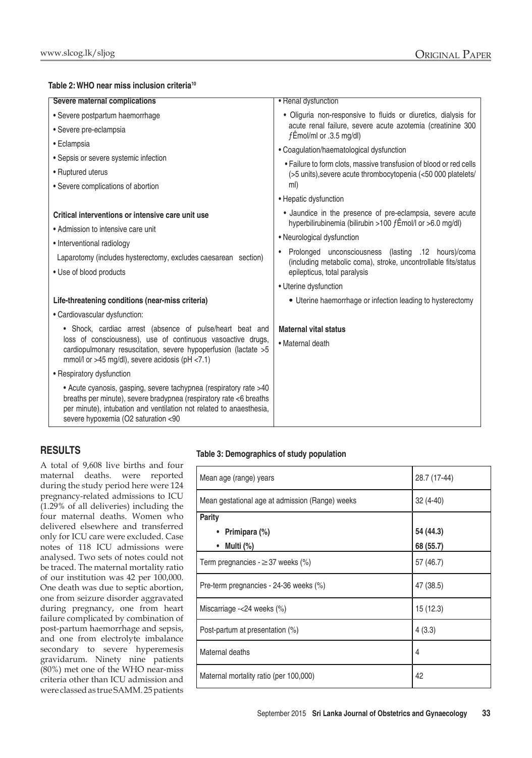**Table 2: WHO near miss inclusion criteria[10]**

| Severe maternal complications | • Renal dysfunction |
|---|---|
| • Severe postpartum haemorrhage<br>• Severe pre-eclampsia<br>• Eclampsia<br>• Sepsis or severe systemic infection<br>• Ruptured uterus<br>• Severe complications of abortion | • Oliguria non-responsive to fluids or diuretics, dialysis for acute renal failure, severe acute azotemia (creatinine 300 ƒÊmol/ml or .3.5 mg/dl)<br>• Coagulation/haematological dysfunction<br>• Failure to form clots, massive transfusion of blood or red cells (>5 units),severe acute thrombocytopenia (<50 000 platelets/ml)<br>• Hepatic dysfunction |
| **Critical interventions or intensive care unit use**<br>• Admission to intensive care unit<br>• Interventional radiology<br>Laparotomy (includes hysterectomy, excludes caesarean section)<br>• Use of blood products | • Jaundice in the presence of pre-eclampsia, severe acute hyperbilirubinemia (bilirubin >100 ƒÊmol/l or >6.0 mg/dl)<br>• Neurological dysfunction<br>• Prolonged unconsciousness (lasting .12 hours)/coma (including metabolic coma), stroke, uncontrollable fits/status epilepticus, total paralysis<br>• Uterine dysfunction |
| **Life-threatening conditions (near-miss criteria)**<br>• Cardiovascular dysfunction:<br>• Shock, cardiac arrest (absence of pulse/heart beat and loss of consciousness), use of continuous vasoactive drugs, cardiopulmonary resuscitation, severe hypoperfusion (lactate >5 mmol/l or >45 mg/dl), severe acidosis (pH <7.1)<br>• Respiratory dysfunction<br>• Acute cyanosis, gasping, severe tachypnea (respiratory rate >40 breaths per minute), severe bradypnea (respiratory rate <6 breaths per minute), intubation and ventilation not related to anaesthesia, severe hypoxemia (O2 saturation <90 | • Uterine haemorrhage or infection leading to hysterectomy<br><br>**Maternal vital status**<br>• Maternal death |

## RESULTS

A total of 9,608 live births and four maternal deaths. were reported during the study period here were 124 pregnancy-related admissions to ICU (1.29% of all deliveries) including the four maternal deaths. Women who delivered elsewhere and transferred only for ICU care were excluded. Case notes of 118 ICU admissions were analysed. Two sets of notes could not be traced. The maternal mortality ratio of our institution was 42 per 100,000. One death was due to septic abortion, one from seizure disorder aggravated during pregnancy, one from heart failure complicated by combination of post-partum haemorrhage and sepsis, and one from electrolyte imbalance secondary to severe hyperemesis gravidarum. Ninety nine patients (80%) met one of the WHO near-miss criteria other than ICU admission and were classed as true SAMM. 25 patients

**Table 3: Demographics of study population**

| | |
|---|---|
| Mean age (range) years | 28.7 (17-44) |
| Mean gestational age at admission (Range) weeks | 32 (4-40) |
| **Parity** | |
| • **Primipara (%)** | **54 (44.3)** |
| • **Multi (%)** | **68 (55.7)** |
| Term pregnancies - ≥37 weeks (%) | 57 (46.7) |
| Pre-term pregnancies - 24-36 weeks (%) | 47 (38.5) |
| Miscarriage -<24 weeks (%) | 15 (12.3) |
| Post-partum at presentation (%) | 4 (3.3) |
| Maternal deaths | 4 |
| Maternal mortality ratio (per 100,000) | 42 |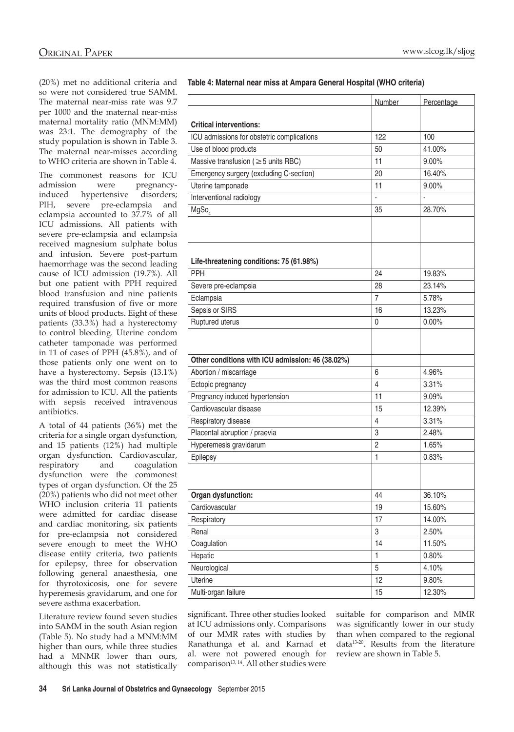(20%) met no additional criteria and so were not considered true SAMM. The maternal near-miss rate was 9.7 per 1000 and the maternal near-miss maternal mortality ratio (MNM:MM) was 23:1. The demography of the study population is shown in Table 3. The maternal near-misses according to WHO criteria are shown in Table 4.

The commonest reasons for ICU admission were pregnancy-induced hypertensive disorders; PIH, severe pre-eclampsia and eclampsia accounted to 37.7% of all ICU admissions. All patients with severe pre-eclampsia and eclampsia received magnesium sulphate bolus and infusion. Severe post-partum haemorrhage was the second leading cause of ICU admission (19.7%). All but one patient with PPH required blood transfusion and nine patients required transfusion of five or more units of blood products. Eight of these patients (33.3%) had a hysterectomy to control bleeding. Uterine condom catheter tamponade was performed in 11 of cases of PPH (45.8%), and of those patients only one went on to have a hysterectomy. Sepsis (13.1%) was the third most common reasons for admission to ICU. All the patients with sepsis received intravenous antibiotics.

A total of 44 patients (36%) met the criteria for a single organ dysfunction, and 15 patients (12%) had multiple organ dysfunction. Cardiovascular, respiratory and coagulation dysfunction were the commonest types of organ dysfunction. Of the 25 (20%) patients who did not meet other WHO inclusion criteria 11 patients were admitted for cardiac disease and cardiac monitoring, six patients for pre-eclampsia not considered severe enough to meet the WHO disease entity criteria, two patients for epilepsy, three for observation following general anaesthesia, one for thyrotoxicosis, one for severe hyperemesis gravidarum, and one for severe asthma exacerbation.

**Table 4: Maternal near miss at Ampara General Hospital (WHO criteria)**

| | Number | Percentage |
|---|---|---|
| **Critical interventions:** | | |
| ICU admissions for obstetric complications | 122 | 100 |
| Use of blood products | 50 | 41.00% |
| Massive transfusion (≥5 units RBC) | 11 | 9.00% |
| Emergency surgery (excluding C-section) | 20 | 16.40% |
| Uterine tamponade | 11 | 9.00% |
| Interventional radiology | - | - |
| $MgSo_4$ | 35 | 28.70% |
| **Life-threatening conditions: 75 (61.98%)** | | |
| PPH | 24 | 19.83% |
| Severe pre-eclampsia | 28 | 23.14% |
| Eclampsia | 7 | 5.78% |
| Sepsis or SIRS | 16 | 13.23% |
| Ruptured uterus | 0 | 0.00% |
| **Other conditions with ICU admission: 46 (38.02%)** | | |
| Abortion / miscarriage | 6 | 4.96% |
| Ectopic pregnancy | 4 | 3.31% |
| Pregnancy induced hypertension | 11 | 9.09% |
| Cardiovascular disease | 15 | 12.39% |
| Respiratory disease | 4 | 3.31% |
| Placental abruption / praevia | 3 | 2.48% |
| Hyperemesis gravidarum | 2 | 1.65% |
| Epilepsy | 1 | 0.83% |
| **Organ dysfunction:** | 44 | 36.10% |
| Cardiovascular | 19 | 15.60% |
| Respiratory | 17 | 14.00% |
| Renal | 3 | 2.50% |
| Coagulation | 14 | 11.50% |
| Hepatic | 1 | 0.80% |
| Neurological | 5 | 4.10% |
| Uterine | 12 | 9.80% |
| Multi-organ failure | 15 | 12.30% |

Literature review found seven studies into SAMM in the south Asian region (Table 5). No study had a MNM:MM higher than ours, while three studies had a MNMR lower than ours, although this was not statistically significant. Three other studies looked at ICU admissions only. Comparisons of our MMR rates with studies by Ranathunga et al. and Karnad et al. were not powered enough for comparison[13, 14]. All other studies were suitable for comparison and MMR was significantly lower in our study than when compared to the regional data[13-20]. Results from the literature review are shown in Table 5.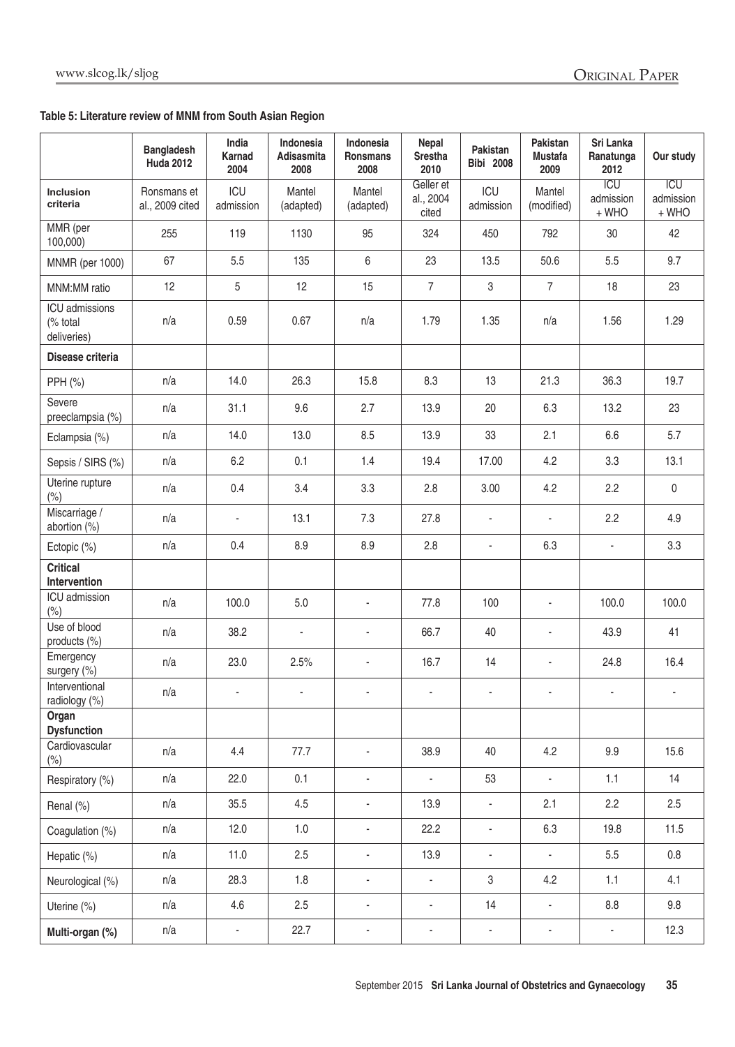**Table 5: Literature review of MNM from South Asian Region**

| | Bangladesh Huda 2012 | India Karnad 2004 | Indonesia Adisasmita 2008 | Indonesia Ronsmans 2008 | Nepal Srestha 2010 | Pakistan Bibi 2008 | Pakistan Mustafa 2009 | Sri Lanka Ranatunga 2012 | Our study |
|---|---|---|---|---|---|---|---|---|---|
| **Inclusion criteria** | Ronsmans et al., 2009 cited | ICU admission | Mantel (adapted) | Mantel (adapted) | Geller et al., 2004 cited | ICU admission | Mantel (modified) | ICU admission + WHO | ICU admission + WHO |
| MMR (per 100,000) | 255 | 119 | 1130 | 95 | 324 | 450 | 792 | 30 | 42 |
| MNMR (per 1000) | 67 | 5.5 | 135 | 6 | 23 | 13.5 | 50.6 | 5.5 | 9.7 |
| MNM:MM ratio | 12 | 5 | 12 | 15 | 7 | 3 | 7 | 18 | 23 |
| ICU admissions (% total deliveries) | n/a | 0.59 | 0.67 | n/a | 1.79 | 1.35 | n/a | 1.56 | 1.29 |
| **Disease criteria** | | | | | | | | | |
| PPH (%) | n/a | 14.0 | 26.3 | 15.8 | 8.3 | 13 | 21.3 | 36.3 | 19.7 |
| Severe preeclampsia (%) | n/a | 31.1 | 9.6 | 2.7 | 13.9 | 20 | 6.3 | 13.2 | 23 |
| Eclampsia (%) | n/a | 14.0 | 13.0 | 8.5 | 13.9 | 33 | 2.1 | 6.6 | 5.7 |
| Sepsis / SIRS (%) | n/a | 6.2 | 0.1 | 1.4 | 19.4 | 17.00 | 4.2 | 3.3 | 13.1 |
| Uterine rupture (%) | n/a | 0.4 | 3.4 | 3.3 | 2.8 | 3.00 | 4.2 | 2.2 | 0 |
| Miscarriage / abortion (%) | n/a | - | 13.1 | 7.3 | 27.8 | - | - | 2.2 | 4.9 |
| Ectopic (%) | n/a | 0.4 | 8.9 | 8.9 | 2.8 | - | 6.3 | - | 3.3 |
| **Critical Intervention** | | | | | | | | | |
| ICU admission (%) | n/a | 100.0 | 5.0 | - | 77.8 | 100 | - | 100.0 | 100.0 |
| Use of blood products (%) | n/a | 38.2 | - | - | 66.7 | 40 | - | 43.9 | 41 |
| Emergency surgery (%) | n/a | 23.0 | 2.5% | - | 16.7 | 14 | - | 24.8 | 16.4 |
| Interventional radiology (%) | n/a | - | - | - | - | - | - | - | - |
| **Organ Dysfunction** | | | | | | | | | |
| Cardiovascular (%) | n/a | 4.4 | 77.7 | - | 38.9 | 40 | 4.2 | 9.9 | 15.6 |
| Respiratory (%) | n/a | 22.0 | 0.1 | - | - | 53 | - | 1.1 | 14 |
| Renal (%) | n/a | 35.5 | 4.5 | - | 13.9 | - | 2.1 | 2.2 | 2.5 |
| Coagulation (%) | n/a | 12.0 | 1.0 | - | 22.2 | - | 6.3 | 19.8 | 11.5 |
| Hepatic (%) | n/a | 11.0 | 2.5 | - | 13.9 | - | - | 5.5 | 0.8 |
| Neurological (%) | n/a | 28.3 | 1.8 | - | - | 3 | 4.2 | 1.1 | 4.1 |
| Uterine (%) | n/a | 4.6 | 2.5 | - | - | 14 | - | 8.8 | 9.8 |
| **Multi-organ (%)** | n/a | - | 22.7 | - | - | - | - | - | 12.3 |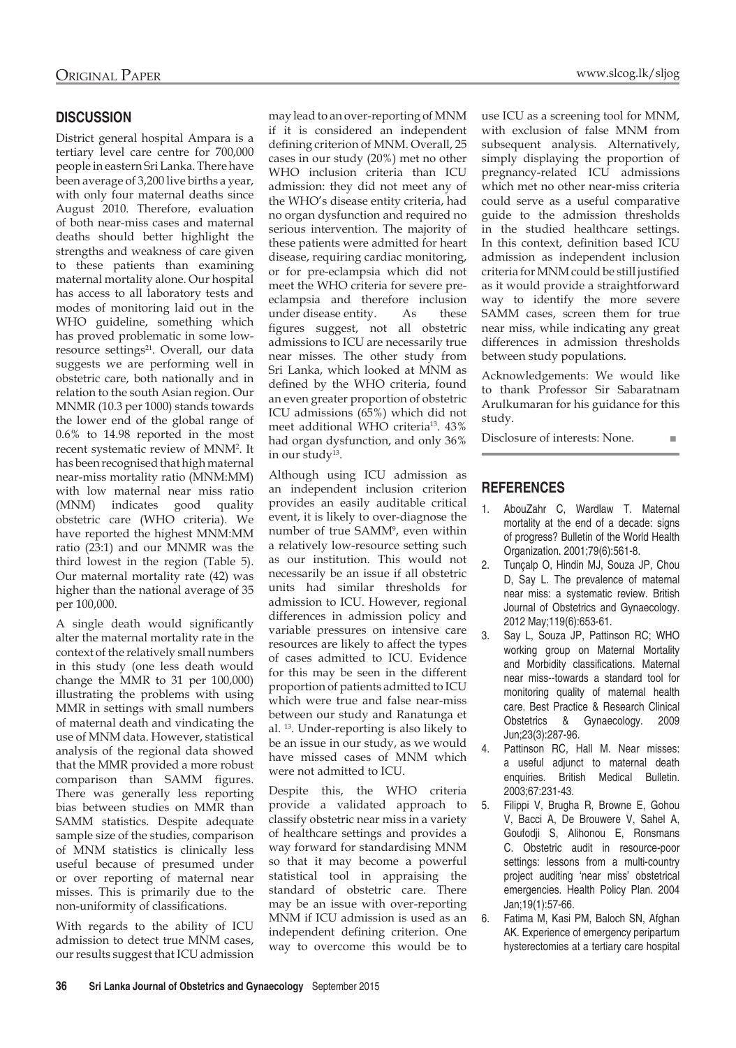## DISCUSSION

District general hospital Ampara is a tertiary level care centre for 700,000 people in eastern Sri Lanka. There have been average of 3,200 live births a year, with only four maternal deaths since August 2010. Therefore, evaluation of both near-miss cases and maternal deaths should better highlight the strengths and weakness of care given to these patients than examining maternal mortality alone. Our hospital has access to all laboratory tests and modes of monitoring laid out in the WHO guideline, something which has proved problematic in some low-resource settings[21]. Overall, our data suggests we are performing well in obstetric care, both nationally and in relation to the south Asian region. Our MNMR (10.3 per 1000) stands towards the lower end of the global range of 0.6% to 14.98 reported in the most recent systematic review of MNM[2]. It has been recognised that high maternal near-miss mortality ratio (MNM:MM) with low maternal near miss ratio (MNM) indicates good quality obstetric care (WHO criteria). We have reported the highest MNM:MM ratio (23:1) and our MNMR was the third lowest in the region (Table 5). Our maternal mortality rate (42) was higher than the national average of 35 per 100,000.

A single death would significantly alter the maternal mortality rate in the context of the relatively small numbers in this study (one less death would change the MMR to 31 per 100,000) illustrating the problems with using MMR in settings with small numbers of maternal death and vindicating the use of MNM data. However, statistical analysis of the regional data showed that the MMR provided a more robust comparison than SAMM figures. There was generally less reporting bias between studies on MMR than SAMM statistics. Despite adequate sample size of the studies, comparison of MNM statistics is clinically less useful because of presumed under or over reporting of maternal near misses. This is primarily due to the non-uniformity of classifications.

With regards to the ability of ICU admission to detect true MNM cases, our results suggest that ICU admission may lead to an over-reporting of MNM if it is considered an independent defining criterion of MNM. Overall, 25 cases in our study (20%) met no other WHO inclusion criteria than ICU admission: they did not meet any of the WHO's disease entity criteria, had no organ dysfunction and required no serious intervention. The majority of these patients were admitted for heart disease, requiring cardiac monitoring, or for pre-eclampsia which did not meet the WHO criteria for severe pre-eclampsia and therefore inclusion under disease entity. As these figures suggest, not all obstetric admissions to ICU are necessarily true near misses. The other study from Sri Lanka, which looked at MNM as defined by the WHO criteria, found an even greater proportion of obstetric ICU admissions (65%) which did not meet additional WHO criteria[13]. 43% had organ dysfunction, and only 36% in our study[13].

Although using ICU admission as an independent inclusion criterion provides an easily auditable critical event, it is likely to over-diagnose the number of true SAMM[9], even within a relatively low-resource setting such as our institution. This would not necessarily be an issue if all obstetric units had similar thresholds for admission to ICU. However, regional differences in admission policy and variable pressures on intensive care resources are likely to affect the types of cases admitted to ICU. Evidence for this may be seen in the different proportion of patients admitted to ICU which were true and false near-miss between our study and Ranatunga et al. [13]. Under-reporting is also likely to be an issue in our study, as we would have missed cases of MNM which were not admitted to ICU.

Despite this, the WHO criteria provide a validated approach to classify obstetric near miss in a variety of healthcare settings and provides a way forward for standardising MNM so that it may become a powerful statistical tool in appraising the standard of obstetric care. There may be an issue with over-reporting MNM if ICU admission is used as an independent defining criterion. One way to overcome this would be to use ICU as a screening tool for MNM, with exclusion of false MNM from subsequent analysis. Alternatively, simply displaying the proportion of pregnancy-related ICU admissions which met no other near-miss criteria could serve as a useful comparative guide to the admission thresholds in the studied healthcare settings. In this context, definition based ICU admission as independent inclusion criteria for MNM could be still justified as it would provide a straightforward way to identify the more severe SAMM cases, screen them for true near miss, while indicating any great differences in admission thresholds between study populations.

Acknowledgements: We would like to thank Professor Sir Sabaratnam Arulkumaran for his guidance for this study.

Disclosure of interests: None.

## REFERENCES

1. AbouZahr C, Wardlaw T. Maternal mortality at the end of a decade: signs of progress? Bulletin of the World Health Organization. 2001;79(6):561-8.
2. Tunçalp O, Hindin MJ, Souza JP, Chou D, Say L. The prevalence of maternal near miss: a systematic review. British Journal of Obstetrics and Gynaecology. 2012 May;119(6):653-61.
3. Say L, Souza JP, Pattinson RC; WHO working group on Maternal Mortality and Morbidity classifications. Maternal near miss--towards a standard tool for monitoring quality of maternal health care. Best Practice & Research Clinical Obstetrics & Gynaecology. 2009 Jun;23(3):287-96.
4. Pattinson RC, Hall M. Near misses: a useful adjunct to maternal death enquiries. British Medical Bulletin. 2003;67:231-43.
5. Filippi V, Brugha R, Browne E, Gohou V, Bacci A, De Brouwere V, Sahel A, Goufodji S, Alihonou E, Ronsmans C. Obstetric audit in resource-poor settings: lessons from a multi-country project auditing 'near miss' obstetrical emergencies. Health Policy Plan. 2004 Jan;19(1):57-66.
6. Fatima M, Kasi PM, Baloch SN, Afghan AK. Experience of emergency peripartum hysterectomies at a tertiary care hospital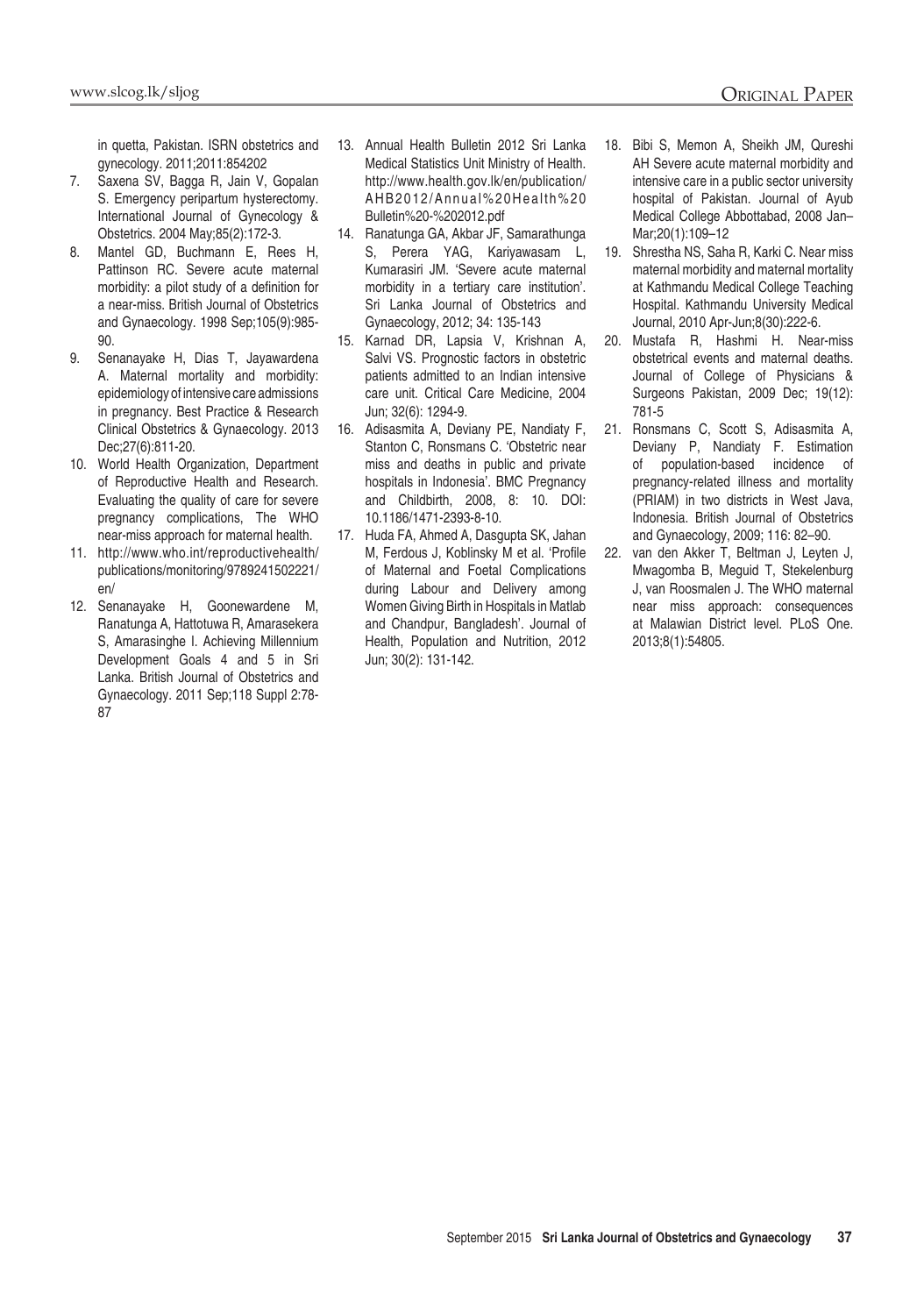in quetta, Pakistan. ISRN obstetrics and gynecology. 2011;2011:854202

7. Saxena SV, Bagga R, Jain V, Gopalan S. Emergency peripartum hysterectomy. International Journal of Gynecology & Obstetrics. 2004 May;85(2):172-3.
8. Mantel GD, Buchmann E, Rees H, Pattinson RC. Severe acute maternal morbidity: a pilot study of a definition for a near-miss. British Journal of Obstetrics and Gynaecology. 1998 Sep;105(9):985-90.
9. Senanayake H, Dias T, Jayawardena A. Maternal mortality and morbidity: epidemiology of intensive care admissions in pregnancy. Best Practice & Research Clinical Obstetrics & Gynaecology. 2013 Dec;27(6):811-20.
10. World Health Organization, Department of Reproductive Health and Research. Evaluating the quality of care for severe pregnancy complications, The WHO near-miss approach for maternal health.
11. http://www.who.int/reproductivehealth/publications/monitoring/9789241502221/en/
12. Senanayake H, Goonewardene M, Ranatunga A, Hattotuwa R, Amarasekera S, Amarasinghe I. Achieving Millennium Development Goals 4 and 5 in Sri Lanka. British Journal of Obstetrics and Gynaecology. 2011 Sep;118 Suppl 2:78-87
13. Annual Health Bulletin 2012 Sri Lanka Medical Statistics Unit Ministry of Health. http://www.health.gov.lk/en/publication/AHB2012/Annual%20Health%20Bulletin%20-%202012.pdf
14. Ranatunga GA, Akbar JF, Samarathunga S, Perera YAG, Kariyawasam L, Kumarasiri JM. 'Severe acute maternal morbidity in a tertiary care institution'. Sri Lanka Journal of Obstetrics and Gynaecology, 2012; 34: 135-143
15. Karnad DR, Lapsia V, Krishnan A, Salvi VS. Prognostic factors in obstetric patients admitted to an Indian intensive care unit. Critical Care Medicine, 2004 Jun; 32(6): 1294-9.
16. Adisasmita A, Deviany PE, Nandiaty F, Stanton C, Ronsmans C. 'Obstetric near miss and deaths in public and private hospitals in Indonesia'. BMC Pregnancy and Childbirth, 2008, 8: 10. DOI: 10.1186/1471-2393-8-10.
17. Huda FA, Ahmed A, Dasgupta SK, Jahan M, Ferdous J, Koblinsky M et al. 'Profile of Maternal and Foetal Complications during Labour and Delivery among Women Giving Birth in Hospitals in Matlab and Chandpur, Bangladesh'. Journal of Health, Population and Nutrition, 2012 Jun; 30(2): 131-142.
18. Bibi S, Memon A, Sheikh JM, Qureshi AH Severe acute maternal morbidity and intensive care in a public sector university hospital of Pakistan. Journal of Ayub Medical College Abbottabad, 2008 Jan–Mar;20(1):109–12
19. Shrestha NS, Saha R, Karki C. Near miss maternal morbidity and maternal mortality at Kathmandu Medical College Teaching Hospital. Kathmandu University Medical Journal, 2010 Apr-Jun;8(30):222-6.
20. Mustafa R, Hashmi H. Near-miss obstetrical events and maternal deaths. Journal of College of Physicians & Surgeons Pakistan, 2009 Dec; 19(12): 781-5
21. Ronsmans C, Scott S, Adisasmita A, Deviany P, Nandiaty F. Estimation of population-based incidence of pregnancy-related illness and mortality (PRIAM) in two districts in West Java, Indonesia. British Journal of Obstetrics and Gynaecology, 2009; 116: 82–90.
22. van den Akker T, Beltman J, Leyten J, Mwagomba B, Meguid T, Stekelenburg J, van Roosmalen J. The WHO maternal near miss approach: consequences at Malawian District level. PLoS One. 2013;8(1):54805.